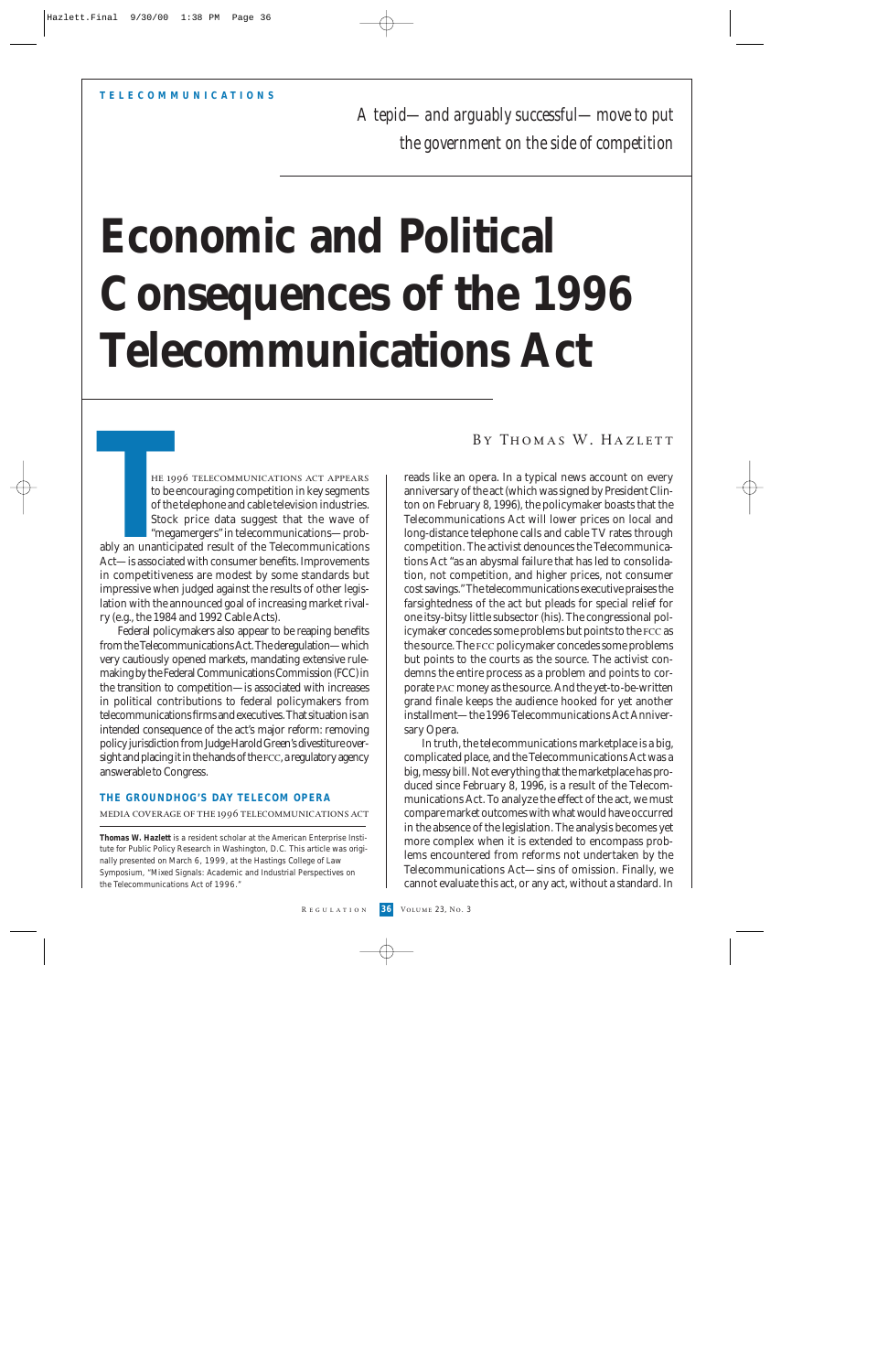TELECOMMUNICATIONS

*A tepid—and arguably successful—move to put the government on the side of competition*

# Economic and Political Consequences of the 1996 Telecommunications Act

By Thomas W. Hazlett

The 1996 Telecommunications Act appears to be encouraging competition in key segments of the telephone and cable television industries. Stock price data suggest that the wave of "megamergers" in telecommunications—probably an unanticipated result of the Telecommunications Act—is associated with consumer benefits. Improvements in competitiveness are modest by some standards but impressive when judged against the results of other legislation with the announced goal of increasing market rivalry (e.g., the 1984 and 1992 Cable Acts).

Federal policymakers also appear to be reaping benefits from the Telecommunications Act. The deregulation—which very cautiously opened markets, mandating extensive rule-making by the Federal Communications Commission (FCC) in the transition to competition—is associated with increases in political contributions to federal policymakers from telecommunications firms and executives. That situation is an intended consequence of the act's major reform: removing policy jurisdiction from Judge Harold Green's divestiture oversight and placing it in the hands of the FCC, a regulatory agency answerable to Congress.

## The Groundhog's Day Telecom Opera

### Media Coverage of the 1996 Telecommunications Act

reads like an opera. In a typical news account on every anniversary of the act (which was signed by President Clinton on February 8, 1996), the policymaker boasts that the Telecommunications Act will lower prices on local and long-distance telephone calls and cable TV rates through competition. The activist denounces the Telecommunications Act "as an abysmal failure that has led to consolidation, not competition, and higher prices, not consumer cost savings." The telecommunications executive praises the farsightedness of the act but pleads for special relief for one itsy-bitsy little subsector (his). The congressional policymaker concedes some problems but points to the FCC as the source. The FCC policymaker concedes some problems but points to the courts as the source. The activist condemns the entire process as a problem and points to corporate PAC money as the source. And the yet-to-be-written grand finale keeps the audience hooked for yet another installment—the 1996 Telecommunications Act Anniversary Opera.

In truth, the telecommunications marketplace is a big, complicated place, and the Telecommunications Act was a big, messy bill. Not everything that the marketplace has produced since February 8, 1996, is a result of the Telecommunications Act. To analyze the effect of the act, we must compare market outcomes with what would have occurred in the absence of the legislation. The analysis becomes yet more complex when it is extended to encompass problems encountered from reforms not undertaken by the Telecommunications Act—sins of omission. Finally, we cannot evaluate this act, or any act, without a standard. In

**Thomas W. Hazlett** is a resident scholar at the American Enterprise Institute for Public Policy Research in Washington, D.C. This article was originally presented on March 6, 1999, at the Hastings College of Law Symposium, "Mixed Signals: Academic and Industrial Perspectives on the Telecommunications Act of 1996."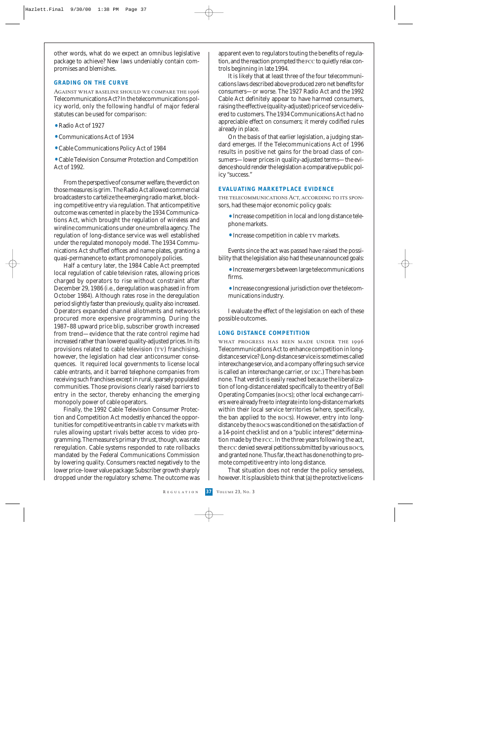other words, what do we expect an omnibus legislative package to achieve? New laws undeniably contain compromises and blemishes.

## GRADING ON THE CURVE

Against what baseline should we compare the 1996 Telecommunications Act? In the telecommunications policy world, only the following handful of major federal statutes can be used for comparison:

- Radio Act of 1927
- Communications Act of 1934
- Cable Communications Policy Act of 1984
- Cable Television Consumer Protection and Competition Act of 1992.

From the perspective of consumer welfare, the verdict on those measures is grim. The Radio Act allowed commercial broadcasters to cartelize the emerging radio market, blocking competitive entry via regulation. That anticompetitive outcome was cemented in place by the 1934 Communications Act, which brought the regulation of wireless and wireline communications under one umbrella agency. The regulation of long-distance service was well established under the regulated monopoly model. The 1934 Communications Act shuffled offices and name plates, granting a quasi-permanence to extant promonopoly policies.

Half a century later, the 1984 Cable Act preempted local regulation of cable television rates, allowing prices charged by operators to rise without constraint after December 29, 1986 (i.e., deregulation was phased in from October 1984). Although rates rose in the deregulation period slightly faster than previously, quality also increased. Operators expanded channel allotments and networks procured more expensive programming. During the 1987–88 upward price blip, subscriber growth increased from trend—evidence that the rate control regime had increased rather than lowered quality-adjusted prices. In its provisions related to cable television (TV) franchising, however, the legislation had clear anticonsumer consequences. It required local governments to license local cable entrants, and it barred telephone companies from receiving such franchises except in rural, sparsely populated communities. Those provisions clearly raised barriers to entry in the sector, thereby enhancing the emerging monopoly power of cable operators.

Finally, the 1992 Cable Television Consumer Protection and Competition Act modestly enhanced the opportunities for competitive entrants in cable TV markets with rules allowing upstart rivals better access to video programming. The measure's primary thrust, though, was rate reregulation. Cable systems responded to rate rollbacks mandated by the Federal Communications Commission by lowering quality. Consumers reacted negatively to the lower price–lower value package: Subscriber growth sharply dropped under the regulatory scheme. The outcome was apparent even to regulators touting the benefits of regulation, and the reaction prompted the FCC to quietly relax controls beginning in late 1994.

It is likely that at least three of the four telecommunications laws described above produced zero net benefits for consumers—or worse. The 1927 Radio Act and the 1992 Cable Act definitely appear to have harmed consumers, raising the effective (quality-adjusted) price of service delivered to customers. The 1934 Communications Act had no appreciable effect on consumers; it merely codified rules already in place.

On the basis of that earlier legislation, a judging standard emerges. If the Telecommunications Act of 1996 results in positive net gains for the broad class of consumers—lower prices in quality-adjusted terms—the evidence should render the legislation a comparative public policy "success."

## EVALUATING MARKETPLACE EVIDENCE

The Telecommunications Act, according to its sponsors, had these major economic policy goals:

- Increase competition in local and long distance telephone markets.
- Increase competition in cable TV markets.

Events since the act was passed have raised the possibility that the legislation also had these unannounced goals:

- Increase mergers between large telecommunications firms.
- Increase congressional jurisdiction over the telecommunications industry.

I evaluate the effect of the legislation on each of these possible outcomes.

## LONG DISTANCE COMPETITION

What progress has been made under the 1996 Telecommunications Act to enhance competition in long-distance service? (Long-distance service is sometimes called interexchange service, and a company offering such service is called an interexchange carrier, or IXC.) There has been none. That verdict is easily reached because the liberalization of long-distance related specifically to the entry of Bell Operating Companies (BOCs); other local exchange carriers were already free to integrate into long-distance markets within their local service territories (where, specifically, the ban applied to the BOCs). However, entry into long-distance by the BOCs was conditioned on the satisfaction of a 14-point check list and on a "public interest" determination made by the FCC. In the three years following the act, the FCC denied several petitions submitted by various BOCs, and granted none. Thus far, the act has done nothing to promote competitive entry into long distance.

That situation does not render the policy senseless, however. It is plausible to think that (a) the protective licens-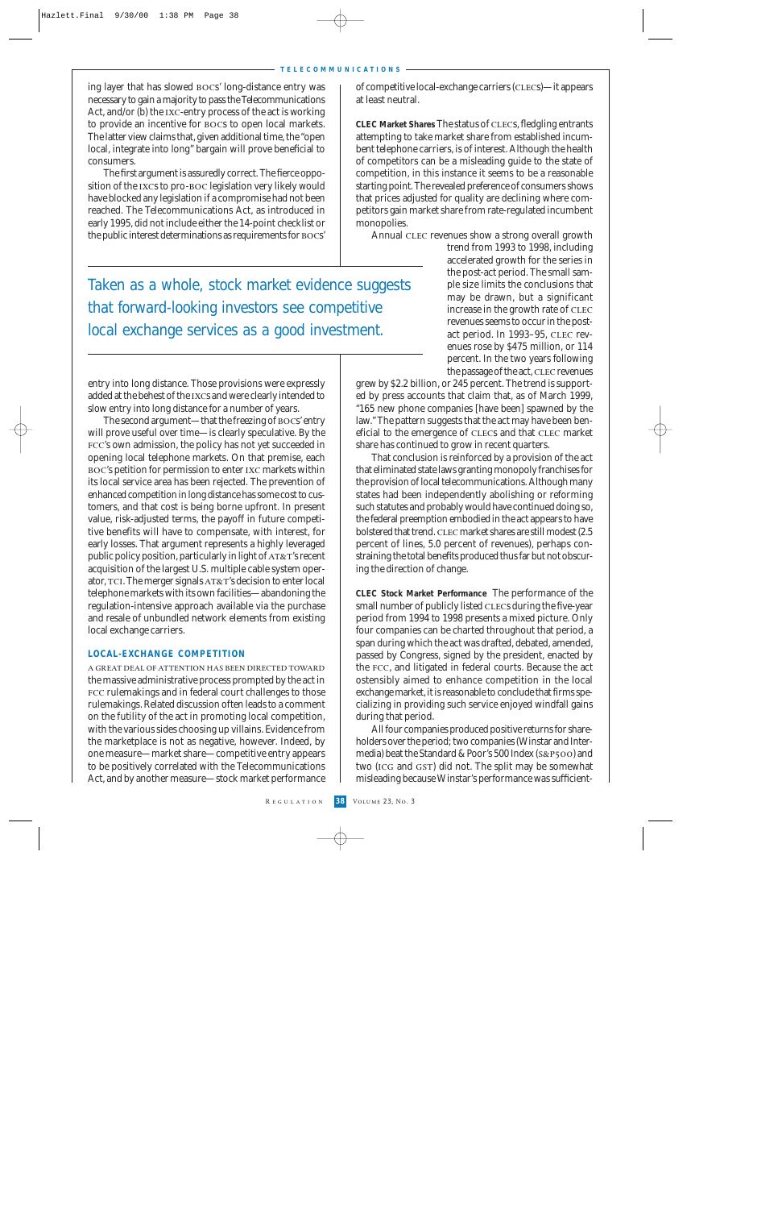ing layer that has slowed BOCs' long-distance entry was necessary to gain a majority to pass the Telecommunications Act, and/or (b) the IXC-entry process of the act is working to provide an incentive for BOCs to open local markets. The latter view claims that, given additional time, the "open local, integrate into long" bargain will prove beneficial to consumers.

The first argument is assuredly correct. The fierce opposition of the IXCs to pro-BOC legislation very likely would have blocked any legislation if a compromise had not been reached. The Telecommunications Act, as introduced in early 1995, did not include either the 14-point checklist or the public interest determinations as requirements for BOCs' entry into long distance. Those provisions were expressly added at the behest of the IXCs and were clearly intended to slow entry into long distance for a number of years.

The second argument—that the freezing of BOCs' entry will prove useful over time—is clearly speculative. By the FCC's own admission, the policy has not yet succeeded in opening local telephone markets. On that premise, each BOC's petition for permission to enter IXC markets within its local service area has been rejected. The prevention of enhanced competition in long distance has some cost to customers, and that cost is being borne upfront. In present value, risk-adjusted terms, the payoff in future competitive benefits will have to compensate, with interest, for early losses. That argument represents a highly leveraged public policy position, particularly in light of AT&T's recent acquisition of the largest U.S. multiple cable system operator, TCI. The merger signals AT&T's decision to enter local telephone markets with its own facilities—abandoning the regulation-intensive approach available via the purchase and resale of unbundled network elements from existing local exchange carriers.

> Taken as a whole, stock market evidence suggests that forward-looking investors see competitive local exchange services as a good investment.

## LOCAL-EXCHANGE COMPETITION

A great deal of attention has been directed toward the massive administrative process prompted by the act in FCC rulemakings and in federal court challenges to those rulemakings. Related discussion often leads to a comment on the futility of the act in promoting local competition, with the various sides choosing up villains. Evidence from the marketplace is not as negative, however. Indeed, by one measure—market share—competitive entry appears to be positively correlated with the Telecommunications Act, and by another measure—stock market performance of competitive local-exchange carriers (CLECs)—it appears at least neutral.

**CLEC Market Shares** The status of CLECs, fledgling entrants attempting to take market share from established incumbent telephone carriers, is of interest. Although the health of competitors can be a misleading guide to the state of competition, in this instance it seems to be a reasonable starting point. The revealed preference of consumers shows that prices adjusted for quality are declining where competitors gain market share from rate-regulated incumbent monopolies.

Annual CLEC revenues show a strong overall growth trend from 1993 to 1998, including accelerated growth for the series in the post-act period. The small sample size limits the conclusions that may be drawn, but a significant increase in the growth rate of CLEC revenues seems to occur in the post-act period. In 1993–95, CLEC revenues rose by $475 million, or 114 percent. In the two years following the passage of the act, CLEC revenues grew by $2.2 billion, or 245 percent. The trend is supported by press accounts that claim that, as of March 1999, "165 new phone companies [have been] spawned by the law." The pattern suggests that the act may have been beneficial to the emergence of CLECs and that CLEC market share has continued to grow in recent quarters.

That conclusion is reinforced by a provision of the act that eliminated state laws granting monopoly franchises for the provision of local telecommunications. Although many states had been independently abolishing or reforming such statutes and probably would have continued doing so, the federal preemption embodied in the act appears to have bolstered that trend. CLEC market shares are still modest (2.5 percent of lines, 5.0 percent of revenues), perhaps constraining the total benefits produced thus far but not obscuring the direction of change.

**CLEC Stock Market Performance** The performance of the small number of publicly listed CLECs during the five-year period from 1994 to 1998 presents a mixed picture. Only four companies can be charted throughout that period, a span during which the act was drafted, debated, amended, passed by Congress, signed by the president, enacted by the FCC, and litigated in federal courts. Because the act ostensibly aimed to enhance competition in the local exchange market, it is reasonable to conclude that firms specializing in providing such service enjoyed windfall gains during that period.

All four companies produced positive returns for shareholders over the period; two companies (Winstar and Intermedia) beat the Standard & Poor's 500 Index (S&P500) and two (ICG and GST) did not. The split may be somewhat misleading because Winstar's performance was sufficient-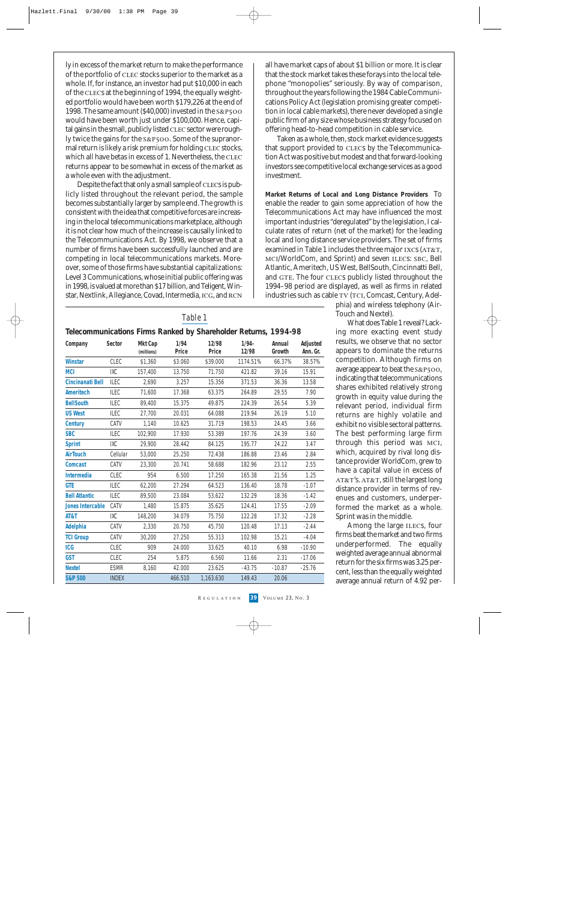ly in excess of the market return to make the performance of the portfolio of CLEC stocks superior to the market as a whole. If, for instance, an investor had put $10,000 in each of the CLECs at the beginning of 1994, the equally weighted portfolio would have been worth $179,226 at the end of 1998. The same amount ($40,000) invested in the S&P500 would have been worth just under $100,000. Hence, capital gains in the small, publicly listed CLEC sector were roughly twice the gains for the S&P500. Some of the supranormal return is likely a risk premium for holding CLEC stocks, which all have betas in excess of 1. Nevertheless, the CLEC returns appear to be somewhat in excess of the market as a whole even with the adjustment.

Despite the fact that only a small sample of CLECs is publicly listed throughout the relevant period, the sample becomes substantially larger by sample end. The growth is consistent with the idea that competitive forces are increasing in the local telecommunications marketplace, although it is not clear how much of the increase is causally linked to the Telecommunications Act. By 1998, we observe that a number of firms have been successfully launched and are competing in local telecommunications markets. Moreover, some of those firms have substantial capitalizations: Level 3 Communications, whose initial public offering was in 1998, is valued at more than $17 billion, and Teligent, Winstar, Nextlink, Allegiance, Covad, Intermedia, ICG, and RCN all have market caps of about $1 billion or more. It is clear that the stock market takes these forays into the local telephone "monopolies" seriously. By way of comparison, throughout the years following the 1984 Cable Communications Policy Act (legislation promising greater competition in local cable markets), there never developed a single public firm of any size whose business strategy focused on offering head-to-head competition in cable service.

Taken as a whole, then, stock market evidence suggests that support provided to CLECs by the Telecommunication Act was positive but modest and that forward-looking investors see competitive local exchange services as a good investment.

**Market Returns of Local and Long Distance Providers** To enable the reader to gain some appreciation of how the Telecommunications Act may have influenced the most important industries "deregulated" by the legislation, I calculate rates of return (net of the market) for the leading local and long distance service providers. The set of firms examined in Table 1 includes the three major IXCs (AT&T, MCI/WorldCom, and Sprint) and seven ILECs: SBC, Bell Atlantic, Ameritech, US West, BellSouth, Cincinnati Bell, and GTE. The four CLECs publicly listed throughout the 1994–98 period are displayed, as well as firms in related industries such as cable TV (TCI, Comcast, Century, Adelphia) and wireless telephony (AirTouch and Nextel).

What does Table 1 reveal? Lacking more exacting event study results, we observe that no sector appears to dominate the returns competition. Although firms on average appear to beat the S&P500, indicating that telecommunications shares exhibited relatively strong growth in equity value during the relevant period, individual firm returns are highly volatile and exhibit no visible sectoral patterns. The best performing large firm through this period was MCI, which, acquired by rival long distance provider WorldCom, grew to have a capital value in excess of AT&T's. AT&T, still the largest long distance provider in terms of revenues and customers, underperformed the market as a whole. Sprint was in the middle.

Among the large ILECs, four firms beat the market and two firms underperformed. The equally weighted average annual abnormal return for the six firms was 3.25 percent, less than the equally weighted average annual return of 4.92 per-

Table 1

**Telecommunications Firms Ranked by Shareholder Returns, 1994-98**

| Company | Sector | Mkt Cap (millions) | 1/94 Price | 12/98 Price | 1/94-12/98 | Annual Growth | Adjusted Ann. Gr. |
|---|---|---|---|---|---|---|---|
| Winstar | CLEC | $1,360 | $3.060 | $39.000 | 1174.51% | 66.37% | 38.57% |
| MCI | IXC | 157,400 | 13.750 | 71.750 | 421.82 | 39.16 | 15.91 |
| Cincinanati Bell | ILEC | 2,690 | 3.257 | 15.356 | 371.53 | 36.36 | 13.58 |
| Ameritech | ILEC | 71,600 | 17.368 | 63.375 | 264.89 | 29.55 | 7.90 |
| BellSouth | ILEC | 89,400 | 15.375 | 49.875 | 224.39 | 26.54 | 5.39 |
| US West | ILEC | 27,700 | 20.031 | 64.088 | 219.94 | 26.19 | 5.10 |
| Century | CATV | 1,140 | 10.625 | 31.719 | 198.53 | 24.45 | 3.66 |
| SBC | ILEC | 102,900 | 17.930 | 53.389 | 197.76 | 24.39 | 3.60 |
| Sprint | IXC | 29,900 | 28.442 | 84.125 | 195.77 | 24.22 | 3.47 |
| AirTouch | Cellular | 53,000 | 25.250 | 72.438 | 186.88 | 23.46 | 2.84 |
| Comcast | CATV | 23,300 | 20.741 | 58.688 | 182.96 | 23.12 | 2.55 |
| Intermedia | CLEC | 954 | 6.500 | 17.250 | 165.38 | 21.56 | 1.25 |
| GTE | ILEC | 62,200 | 27.294 | 64.523 | 136.40 | 18.78 | -1.07 |
| Bell Atlantic | ILEC | 89,500 | 23.084 | 53.622 | 132.29 | 18.36 | -1.42 |
| Jones Intercable | CATV | 1,480 | 15.875 | 35.625 | 124.41 | 17.55 | -2.09 |
| AT&T | IXC | 148,200 | 34.079 | 75.750 | 122.28 | 17.32 | -2.28 |
| Adelphia | CATV | 2,330 | 20.750 | 45.750 | 120.48 | 17.13 | -2.44 |
| TCI Group | CATV | 30,200 | 27.250 | 55.313 | 102.98 | 15.21 | -4.04 |
| ICG | CLEC | 909 | 24.000 | 33.625 | 40.10 | 6.98 | -10.90 |
| GST | CLEC | 254 | 5.875 | 6.560 | 11.66 | 2.31 | -17.06 |
| Nextel | ESMR | 8,160 | 42.000 | 23.625 | -43.75 | -10.87 | -25.76 |
| S&P 500 | INDEX | | 466.510 | 1,163.630 | 149.43 | 20.06 | |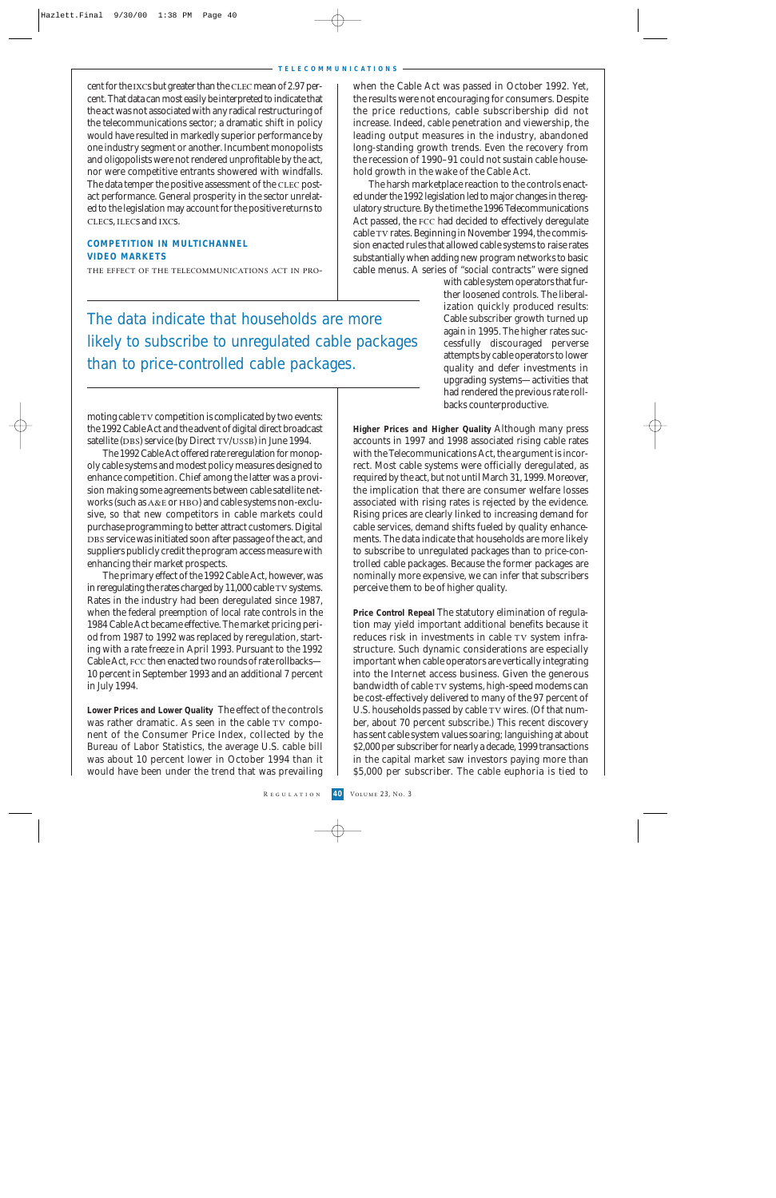cent for the IXCs but greater than the CLEC mean of 2.97 percent. That data can most easily be interpreted to indicate that the act was not associated with any radical restructuring of the telecommunications sector; a dramatic shift in policy would have resulted in markedly superior performance by one industry segment or another. Incumbent monopolists and oligopolists were not rendered unprofitable by the act, nor were competitive entrants showered with windfalls. The data temper the positive assessment of the CLEC post-act performance. General prosperity in the sector unrelated to the legislation may account for the positive returns to CLECs, ILECs and IXCs.

## COMPETITION IN MULTICHANNEL VIDEO MARKETS

THE EFFECT OF THE TELECOMMUNICATIONS ACT IN PROMOTING cable TV competition is complicated by two events: the 1992 Cable Act and the advent of digital direct broadcast satellite (DBS) service (by Direct TV/USSB) in June 1994.

The 1992 Cable Act offered rate reregulation for monopoly cable systems and modest policy measures designed to enhance competition. Chief among the latter was a provision making some agreements between cable satellite networks (such as A&E or HBO) and cable systems non-exclusive, so that new competitors in cable markets could purchase programming to better attract customers. Digital DBS service was initiated soon after passage of the act, and suppliers publicly credit the program access measure with enhancing their market prospects.

The primary effect of the 1992 Cable Act, however, was in reregulating the rates charged by 11,000 cable TV systems. Rates in the industry had been deregulated since 1987, when the federal preemption of local rate controls in the 1984 Cable Act became effective. The market pricing period from 1987 to 1992 was replaced by reregulation, starting with a rate freeze in April 1993. Pursuant to the 1992 Cable Act, FCC then enacted two rounds of rate rollbacks—10 percent in September 1993 and an additional 7 percent in July 1994.

**Lower Prices and Lower Quality** The effect of the controls was rather dramatic. As seen in the cable TV component of the Consumer Price Index, collected by the Bureau of Labor Statistics, the average U.S. cable bill was about 10 percent lower in October 1994 than it would have been under the trend that was prevailing when the Cable Act was passed in October 1992. Yet, the results were not encouraging for consumers. Despite the price reductions, cable subscribership did not increase. Indeed, cable penetration and viewership, the leading output measures in the industry, abandoned long-standing growth trends. Even the recovery from the recession of 1990–91 could not sustain cable household growth in the wake of the Cable Act.

The harsh marketplace reaction to the controls enacted under the 1992 legislation led to major changes in the regulatory structure. By the time the 1996 Telecommunications Act passed, the FCC had decided to effectively deregulate cable TV rates. Beginning in November 1994, the commission enacted rules that allowed cable systems to raise rates substantially when adding new program networks to basic cable menus. A series of "social contracts" were signed with cable system operators that further loosened controls. The liberalization quickly produced results: Cable subscriber growth turned up again in 1995. The higher rates successfully discouraged perverse attempts by cable operators to lower quality and defer investments in upgrading systems—activities that had rendered the previous rate rollbacks counterproductive.

> The data indicate that households are more likely to subscribe to unregulated cable packages than to price-controlled cable packages.

**Higher Prices and Higher Quality** Although many press accounts in 1997 and 1998 associated rising cable rates with the Telecommunications Act, the argument is incorrect. Most cable systems were officially deregulated, as required by the act, but not until March 31, 1999. Moreover, the implication that there are consumer welfare losses associated with rising rates is rejected by the evidence. Rising prices are clearly linked to increasing demand for cable services, demand shifts fueled by quality enhancements. The data indicate that households are more likely to subscribe to unregulated packages than to price-controlled cable packages. Because the former packages are nominally more expensive, we can infer that subscribers perceive them to be of higher quality.

**Price Control Repeal** The statutory elimination of regulation may yield important additional benefits because it reduces risk in investments in cable TV system infrastructure. Such dynamic considerations are especially important when cable operators are vertically integrating into the Internet access business. Given the generous bandwidth of cable TV systems, high-speed modems can be cost-effectively delivered to many of the 97 percent of U.S. households passed by cable TV wires. (Of that number, about 70 percent subscribe.) This recent discovery has sent cable system values soaring; languishing at about $2,000 per subscriber for nearly a decade, 1999 transactions in the capital market saw investors paying more than $5,000 per subscriber. The cable euphoria is tied to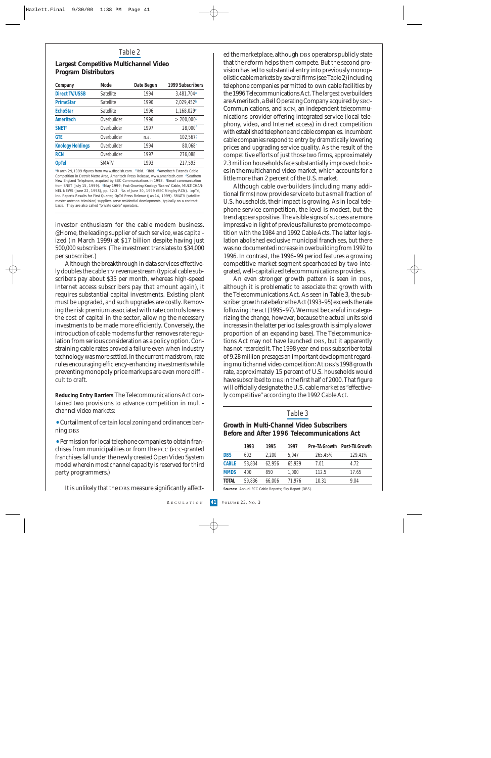### Table 2

**Largest Competitive Multichannel Video Program Distributors**

| Company | Mode | Date Begun | 1999 Subscribers |
|---|---|---|---|
| Direct TV/USSB | Satellite | 1994 | 3,481,704[a] |
| PrimeStar | Satellite | 1990 | 2,029,452[b] |
| EchoStar | Satellite | 1996 | 1,168,029[c] |
| Ameritech | Overbuilder | 1996 | > 200,000[d] |
| SNET[e] | Overbuilder | 1997 | 28,000[f] |
| GTE | Overbuilder | n.a. | 102,567[g] |
| Knology Holdings | Overbuilder | 1994 | 80,068[h] |
| RCN | Overbuilder | 1997 | 276,088[i] |
| OpTel | SMATV | 1993 | 217,593[j] |

[a]March 29,1999 figures from www.dbsdish.com. [b]Ibid. [c]Ibid. [d]Ameritech Extends Cable Competition in Detroit Metro Area, Ameritech Press Release, www.ameritech.com [e]Southern New England Telephone, acquired by SBC Communications in 1998. [f]Email communication from SNET (July 15, 1999). [g]May 1999; Fast-Growing Knology 'Scares' Cable, MULTICHANNEL NEWS (June 22, 1998), pp. 52-3. [i]As of June 30, 1999 (SEC filing by RCN). [j]OpTel, Inc. Reports Results for First Quarter, OpTel Press Release (Jan.14, 1999). SMATV (satellite master antenna television) suppliers serve residential developments, typically on a contract basis. They are also called "private cable" operators.

investor enthusiasm for the cable modem business. @Home, the leading supplier of such service, was capitalized (in March 1999) at $17 billion despite having just 500,000 subscribers. (The investment translates to $34,000 per subscriber.)

Although the breakthrough in data services effectively doubles the cable TV revenue stream (typical cable subscribers pay about $35 per month, whereas high-speed Internet access subscribers pay that amount again), it requires substantial capital investments. Existing plant must be upgraded, and such upgrades are costly. Removing the risk premium associated with rate controls lowers the cost of capital in the sector, allowing the necessary investments to be made more efficiently. Conversely, the introduction of cable modems further removes rate regulation from serious consideration as a policy option. Constraining cable rates proved a failure even when industry technology was more settled. In the current maelstrom, rate rules encouraging efficiency-enhancing investments while preventing monopoly price markups are even more difficult to craft.

**Reducing Entry Barriers** The Telecommunications Act contained two provisions to advance competition in multichannel video markets:

- Curtailment of certain local zoning and ordinances banning DBS
- Permission for local telephone companies to obtain franchises from municipalities or from the FCC (FCC-granted franchises fall under the newly created Open Video System model wherein most channel capacity is reserved for third party programmers.)

It is unlikely that the DBS measure significantly affected the marketplace, although DBS operators publicly state that the reform helps them compete. But the second provision has led to substantial entry into previously monopolistic cable markets by several firms (see Table 2) including telephone companies permitted to own cable facilities by the 1996 Telecommunications Act. The largest overbuilders are Ameritech, a Bell Operating Company acquired by SBC-Communications, and RCN, an independent telecommunications provider offering integrated service (local telephony, video, and Internet access) in direct competition with established telephone and cable companies. Incumbent cable companies respond to entry by dramatically lowering prices and upgrading service quality. As the result of the competitive efforts of just those two firms, approximately 2.3 million households face substantially improved choices in the multichannel video market, which accounts for a little more than 2 percent of the U.S. market.

Although cable overbuilders (including many additional firms) now provide service to but a small fraction of U.S. households, their impact is growing. As in local telephone service competition, the level is modest, but the trend appears positive. The visible signs of success are more impressive in light of previous failures to promote competition with the 1984 and 1992 Cable Acts. The latter legislation abolished exclusive municipal franchises, but there was no documented increase in overbuilding from 1992 to 1996. In contrast, the 1996–99 period features a growing competitive market segment spearheaded by two integrated, well-capitalized telecommunications providers.

An even stronger growth pattern is seen in DBS, although it is problematic to associate that growth with the Telecommunications Act. As seen in Table 3, the subscriber growth rate before the Act (1993–95) exceeds the rate following the act (1995–97). We must be careful in categorizing the change, however, because the actual units sold increases in the latter period (sales growth is simply a lower proportion of an expanding base). The Telecommunications Act may not have launched DBS, but it apparently has not retarded it. The 1998 year-end DBS subscriber total of 9.28 million presages an important development regarding multichannel video competition: At DBS's 1998 growth rate, approximately 15 percent of U.S. households would have subscribed to DBS in the first half of 2000. That figure will officially designate the U.S. cable market as "effectively competitive" according to the 1992 Cable Act.

### Table 3

**Growth in Multi-Channel Video Subscribers Before and After 1996 Telecommunications Act**

| | 1993 | 1995 | 1997 | Pre-TA Growth | Post-TA Growth |
|---|---|---|---|---|---|
| DBS | 602 | 2,200 | 5,047 | 265.45% | 129.41% |
| CABLE | 58,834 | 62,956 | 65,929 | 7.01 | 4.72 |
| MMDS | 400 | 850 | 1,000 | 112.5 | 17.65 |
| TOTAL | 59,836 | 66,006 | 71,976 | 10.31 | 9.04 |

**Sources:** Annual FCC Cable Reports; Sky Report (DBS).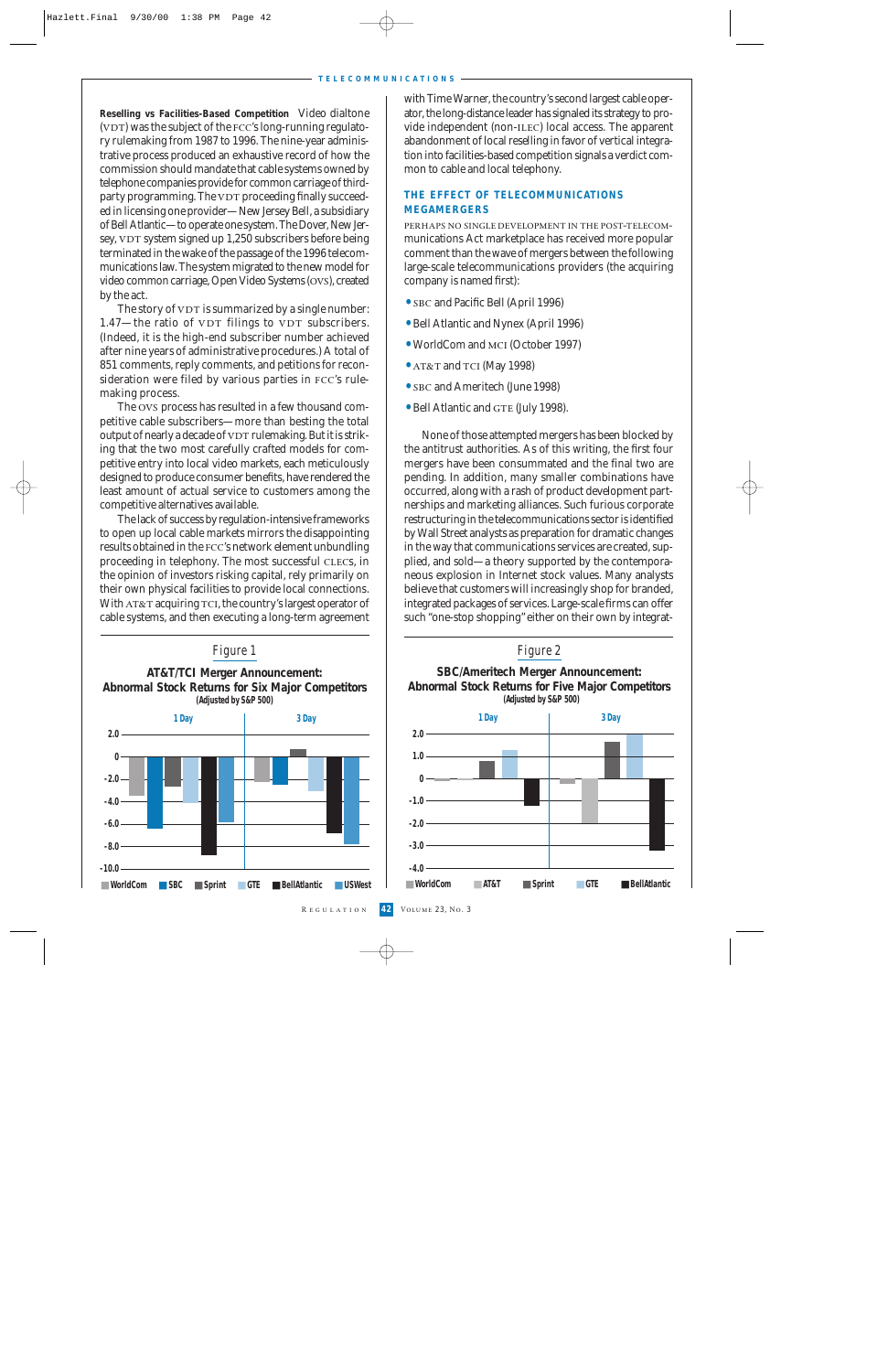**Reselling vs Facilities-Based Competition** Video dialtone (VDT) was the subject of the FCC's long-running regulatory rulemaking from 1987 to 1996. The nine-year administrative process produced an exhaustive record of how the commission should mandate that cable systems owned by telephone companies provide for common carriage of third-party programming. The VDT proceeding finally succeeded in licensing one provider—New Jersey Bell, a subsidiary of Bell Atlantic—to operate one system. The Dover, New Jersey, VDT system signed up 1,250 subscribers before being terminated in the wake of the passage of the 1996 telecommunications law. The system migrated to the new model for video common carriage, Open Video Systems (OVS), created by the act.

The story of VDT is summarized by a single number: 1.47—the ratio of VDT filings to VDT subscribers. (Indeed, it is the high-end subscriber number achieved after nine years of administrative procedures.) A total of 851 comments, reply comments, and petitions for reconsideration were filed by various parties in FCC's rulemaking process.

The OVS process has resulted in a few thousand competitive cable subscribers—more than besting the total output of nearly a decade of VDT rulemaking. But it is striking that the two most carefully crafted models for competitive entry into local video markets, each meticulously designed to produce consumer benefits, have rendered the least amount of actual service to customers among the competitive alternatives available.

The lack of success by regulation-intensive frameworks to open up local cable markets mirrors the disappointing results obtained in the FCC's network element unbundling proceeding in telephony. The most successful CLECs, in the opinion of investors risking capital, rely primarily on their own physical facilities to provide local connections. With AT&T acquiring TCI, the country's largest operator of cable systems, and then executing a long-term agreement with Time Warner, the country's second largest cable operator, the long-distance leader has signaled its strategy to provide independent (non-ILEC) local access. The apparent abandonment of local reselling in favor of vertical integration into facilities-based competition signals a verdict common to cable and local telephony.

### THE EFFECT OF TELECOMMUNICATIONS MEGAMERGERS

PERHAPS NO SINGLE DEVELOPMENT IN THE POST-TELECOMmunications Act marketplace has received more popular comment than the wave of mergers between the following large-scale telecommunications providers (the acquiring company is named first):

- SBC and Pacific Bell (April 1996)
- Bell Atlantic and Nynex (April 1996)
- WorldCom and MCI (October 1997)
- AT&T and TCI (May 1998)
- SBC and Ameritech (June 1998)
- Bell Atlantic and GTE (July 1998).

None of those attempted mergers has been blocked by the antitrust authorities. As of this writing, the first four mergers have been consummated and the final two are pending. In addition, many smaller combinations have occurred, along with a rash of product development partnerships and marketing alliances. Such furious corporate restructuring in the telecommunications sector is identified by Wall Street analysts as preparation for dramatic changes in the way that communications services are created, supplied, and sold—a theory supported by the contemporaneous explosion in Internet stock values. Many analysts believe that customers will increasingly shop for branded, integrated packages of services. Large-scale firms can offer such "one-stop shopping" either on their own by integrat-

Figure 1

**AT&T/TCI Merger Announcement: Abnormal Stock Returns for Six Major Competitors**
(Adjusted by S&P 500)

Figure 2

**SBC/Ameritech Merger Announcement: Abnormal Stock Returns for Five Major Competitors**
(Adjusted by S&P 500)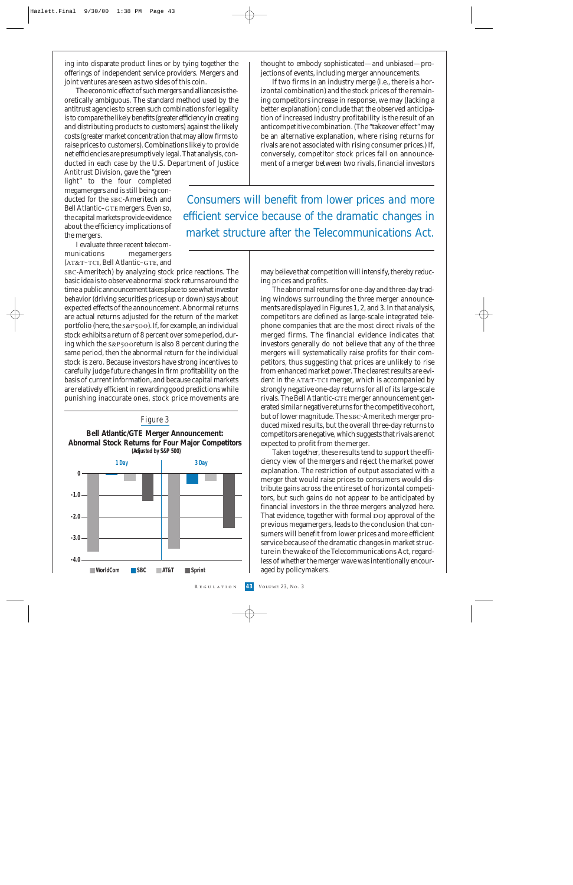ing into disparate product lines or by tying together the offerings of independent service providers. Mergers and joint ventures are seen as two sides of this coin.

The economic effect of such mergers and alliances is theoretically ambiguous. The standard method used by the antitrust agencies to screen such combinations for legality is to compare the likely benefits (greater efficiency in creating and distributing products to customers) against the likely costs (greater market concentration that may allow firms to raise prices to customers). Combinations likely to provide net efficiencies are presumptively legal. That analysis, conducted in each case by the U.S. Department of Justice Antitrust Division, gave the "green light" to the four completed megamergers and is still being conducted for the SBC-Ameritech and Bell Atlantic–GTE mergers. Even so, the capital markets provide evidence about the efficiency implications of the mergers.

I evaluate three recent telecommunications megamergers (AT&T-TCI, Bell Atlantic–GTE, and SBC-Ameritech) by analyzing stock price reactions. The basic idea is to observe abnormal stock returns around the time a public announcement takes place to see what investor behavior (driving securities prices up or down) says about expected effects of the announcement. Abnormal returns are actual returns adjusted for the return of the market portfolio (here, the S&P500). If, for example, an individual stock exhibits a return of 8 percent over some period, during which the S&P500 return is also 8 percent during the same period, then the abnormal return for the individual stock is zero. Because investors have strong incentives to carefully judge future changes in firm profitability on the basis of current information, and because capital markets are relatively efficient in rewarding good predictions while punishing inaccurate ones, stock price movements are thought to embody sophisticated—and unbiased—projections of events, including merger announcements.

If two firms in an industry merge (i.e., there is a horizontal combination) and the stock prices of the remaining competitors increase in response, we may (lacking a better explanation) conclude that the observed anticipation of increased industry profitability is the result of an anticompetitive combination. (The "takeover effect" may be an alternative explanation, where rising returns for rivals are not associated with rising consumer prices.) If, conversely, competitor stock prices fall on announcement of a merger between two rivals, financial investors may believe that competition will intensify, thereby reducing prices and profits.

> Consumers will benefit from lower prices and more efficient service because of the dramatic changes in market structure after the Telecommunications Act.

The abnormal returns for one-day and three-day trading windows surrounding the three merger announcements are displayed in Figures 1, 2, and 3. In that analysis, competitors are defined as large-scale integrated telephone companies that are the most direct rivals of the merged firms. The financial evidence indicates that investors generally do not believe that any of the three mergers will systematically raise profits for their competitors, thus suggesting that prices are unlikely to rise from enhanced market power. The clearest results are evident in the AT&T-TCI merger, which is accompanied by strongly negative one-day returns for all of its large-scale rivals. The Bell Atlantic-GTE merger announcement generated similar negative returns for the competitive cohort, but of lower magnitude. The SBC-Ameritech merger produced mixed results, but the overall three-day returns to competitors are negative, which suggests that rivals are not expected to profit from the merger.

Taken together, these results tend to support the efficiency view of the mergers and reject the market power explanation. The restriction of output associated with a merger that would raise prices to consumers would distribute gains across the entire set of horizontal competitors, but such gains do not appear to be anticipated by financial investors in the three mergers analyzed here. That evidence, together with formal DOJ approval of the previous megamergers, leads to the conclusion that consumers will benefit from lower prices and more efficient service because of the dramatic changes in market structure in the wake of the Telecommunications Act, regardless of whether the merger wave was intentionally encouraged by policymakers.

Figure 3

**Bell Atlantic/GTE Merger Announcement: Abnormal Stock Returns for Four Major Competitors**
(Adjusted by S&P 500)

Chart legend: WorldCom, SBC, AT&T, Sprint; panels: 1 Day, 3 Day; vertical axis from 0 to -4.0.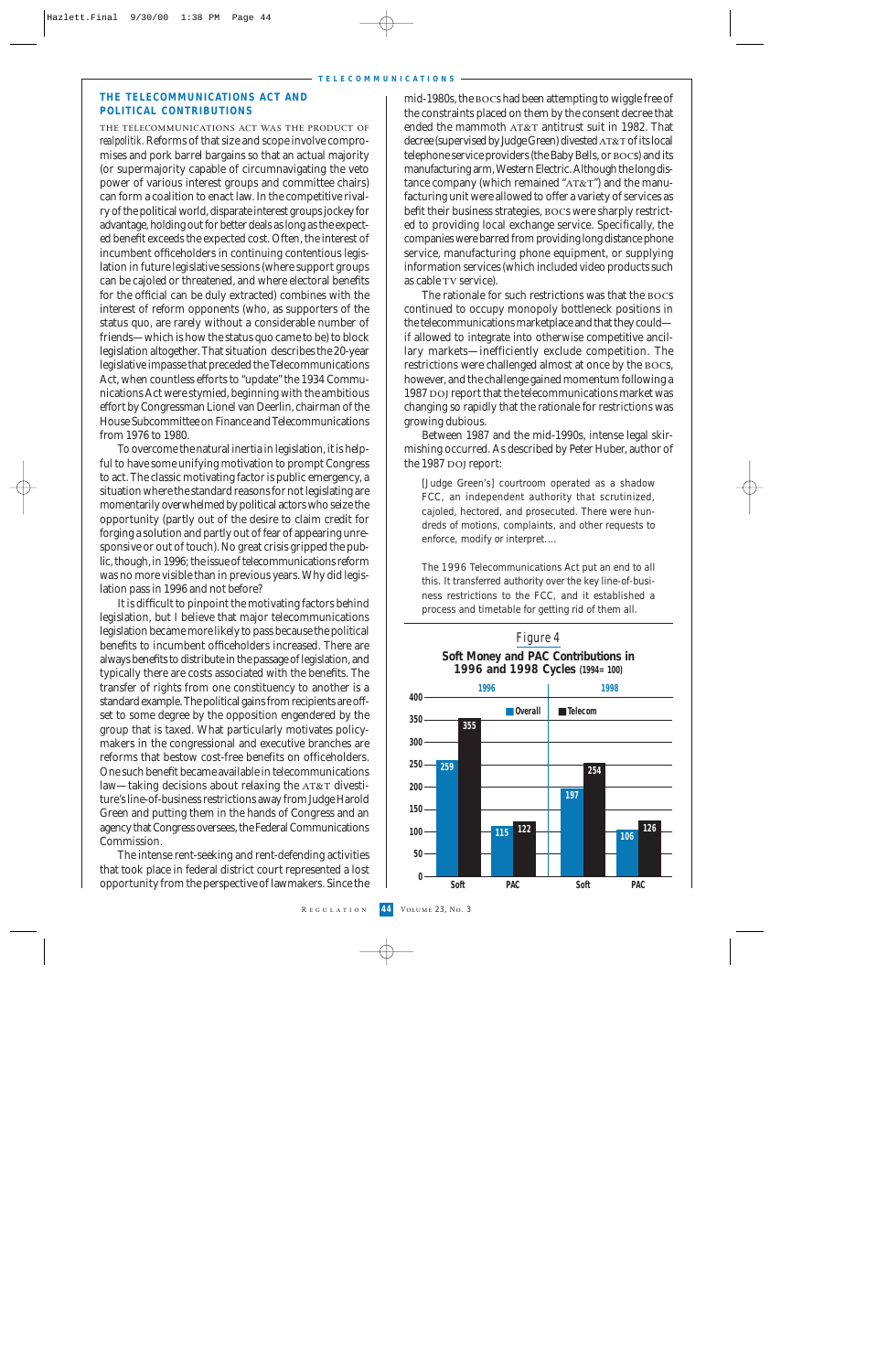## THE TELECOMMUNICATIONS ACT AND POLITICAL CONTRIBUTIONS

THE TELECOMMUNICATIONS ACT WAS THE PRODUCT OF *realpolitik*. Reforms of that size and scope involve compromises and pork barrel bargains so that an actual majority (or supermajority capable of circumnavigating the veto power of various interest groups and committee chairs) can form a coalition to enact law. In the competitive rivalry of the political world, disparate interest groups jockey for advantage, holding out for better deals as long as the expected benefit exceeds the expected cost. Often, the interest of incumbent officeholders in continuing contentious legislation in future legislative sessions (where support groups can be cajoled or threatened, and where electoral benefits for the official can be duly extracted) combines with the interest of reform opponents (who, as supporters of the status quo, are rarely without a considerable number of friends—which is how the status quo came to be) to block legislation altogether. That situation describes the 20-year legislative impasse that preceded the Telecommunications Act, when countless efforts to "update" the 1934 Communications Act were stymied, beginning with the ambitious effort by Congressman Lionel van Deerlin, chairman of the House Subcommittee on Finance and Telecommunications from 1976 to 1980.

To overcome the natural inertia in legislation, it is helpful to have some unifying motivation to prompt Congress to act. The classic motivating factor is public emergency, a situation where the standard reasons for not legislating are momentarily overwhelmed by political actors who seize the opportunity (partly out of the desire to claim credit for forging a solution and partly out of fear of appearing unresponsive or out of touch). No great crisis gripped the public, though, in 1996; the issue of telecommunications reform was no more visible than in previous years. Why did legislation pass in 1996 and not before?

It is difficult to pinpoint the motivating factors behind legislation, but I believe that major telecommunications legislation became more likely to pass because the political benefits to incumbent officeholders increased. There are always benefits to distribute in the passage of legislation, and typically there are costs associated with the benefits. The transfer of rights from one constituency to another is a standard example. The political gains from recipients are offset to some degree by the opposition engendered by the group that is taxed. What particularly motivates policymakers in the congressional and executive branches are reforms that bestow cost-free benefits on officeholders. One such benefit became available in telecommunications law—taking decisions about relaxing the AT&T divestiture's line-of-business restrictions away from Judge Harold Green and putting them in the hands of Congress and an agency that Congress oversees, the Federal Communications Commission.

The intense rent-seeking and rent-defending activities that took place in federal district court represented a lost opportunity from the perspective of lawmakers. Since the mid-1980s, the BOCs had been attempting to wiggle free of the constraints placed on them by the consent decree that ended the mammoth AT&T antitrust suit in 1982. That decree (supervised by Judge Green) divested AT&T of its local telephone service providers (the Baby Bells, or BOCs) and its manufacturing arm, Western Electric. Although the long distance company (which remained "AT&T") and the manufacturing unit were allowed to offer a variety of services as befit their business strategies, BOCs were sharply restricted to providing local exchange service. Specifically, the companies were barred from providing long distance phone service, manufacturing phone equipment, or supplying information services (which included video products such as cable TV service).

The rationale for such restrictions was that the BOCs continued to occupy monopoly bottleneck positions in the telecommunications marketplace and that they could—if allowed to integrate into otherwise competitive ancillary markets—inefficiently exclude competition. The restrictions were challenged almost at once by the BOCs, however, and the challenge gained momentum following a 1987 DOJ report that the telecommunications market was changing so rapidly that the rationale for restrictions was growing dubious.

Between 1987 and the mid-1990s, intense legal skirmishing occurred. As described by Peter Huber, author of the 1987 DOJ report:

> [Judge Green's] courtroom operated as a shadow FCC, an independent authority that scrutinized, cajoled, hectored, and prosecuted. There were hundreds of motions, complaints, and other requests to enforce, modify or interpret....
>
> The 1996 Telecommunications Act put an end to all this. It transferred authority over the key line-of-business restrictions to the FCC, and it established a process and timetable for getting rid of them all.

**Figure 4**

**Soft Money and PAC Contributions in 1996 and 1998 Cycles** (1994= 100)

| | 1996 Soft | 1996 PAC | 1998 Soft | 1998 PAC |
|---|---|---|---|---|
| Overall | 259 | 115 | 197 | 106 |
| Telecom | 355 | 122 | 254 | 126 |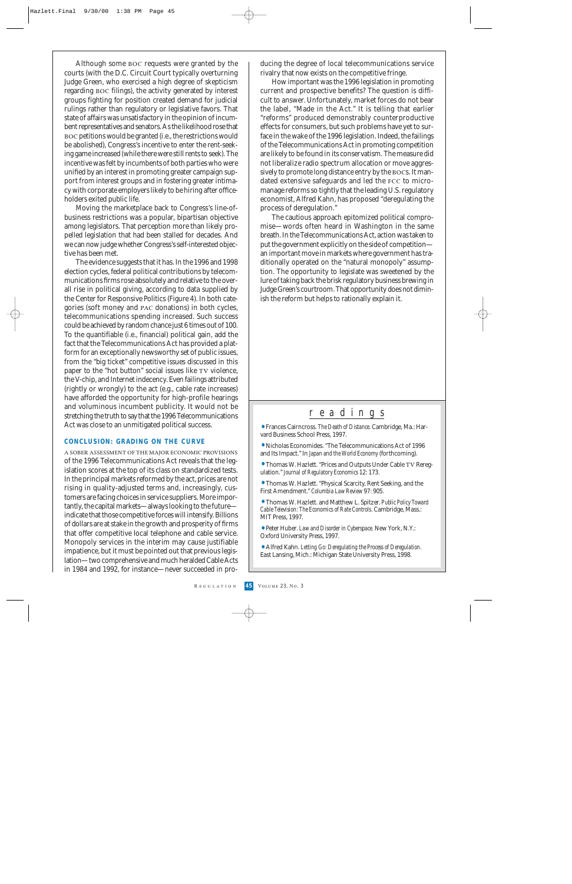Although some BOC requests were granted by the courts (with the D.C. Circuit Court typically overturning Judge Green, who exercised a high degree of skepticism regarding BOC filings), the activity generated by interest groups fighting for position created demand for judicial rulings rather than regulatory or legislative favors. That state of affairs was unsatisfactory in the opinion of incumbent representatives and senators. As the likelihood rose that BOC petitions would be granted (i.e., the restrictions would be abolished), Congress's incentive to enter the rent-seeking game increased (while there were still rents to seek). The incentive was felt by incumbents of both parties who were unified by an interest in promoting greater campaign support from interest groups and in fostering greater intimacy with corporate employers likely to be hiring after officeholders exited public life.

Moving the marketplace back to Congress's line-of-business restrictions was a popular, bipartisan objective among legislators. That perception more than likely propelled legislation that had been stalled for decades. And we can now judge whether Congress's self-interested objective has been met.

The evidence suggests that it has. In the 1996 and 1998 election cycles, federal political contributions by telecommunications firms rose absolutely and relative to the overall rise in political giving, according to data supplied by the Center for Responsive Politics (Figure 4). In both categories (soft money and PAC donations) in both cycles, telecommunications spending increased. Such success could be achieved by random chance just 6 times out of 100. To the quantifiable (i.e., financial) political gain, add the fact that the Telecommunications Act has provided a platform for an exceptionally newsworthy set of public issues, from the "big ticket" competitive issues discussed in this paper to the "hot button" social issues like TV violence, the V-chip, and Internet indecency. Even failings attributed (rightly or wrongly) to the act (e.g., cable rate increases) have afforded the opportunity for high-profile hearings and voluminous incumbent publicity. It would not be stretching the truth to say that the 1996 Telecommunications Act was close to an unmitigated political success.

## CONCLUSION: GRADING ON THE CURVE

A SOBER ASSESSMENT OF THE MAJOR ECONOMIC PROVISIONS of the 1996 Telecommunications Act reveals that the legislation scores at the top of its class on standardized tests. In the principal markets reformed by the act, prices are not rising in quality-adjusted terms and, increasingly, customers are facing choices in service suppliers. More importantly, the capital markets—always looking to the future—indicate that those competitive forces will intensify. Billions of dollars are at stake in the growth and prosperity of firms that offer competitive local telephone and cable service. Monopoly services in the interim may cause justifiable impatience, but it must be pointed out that previous legislation—two comprehensive and much heralded Cable Acts in 1984 and 1992, for instance—never succeeded in reducing the degree of local telecommunications service rivalry that now exists on the competitive fringe.

How important was the 1996 legislation in promoting current and prospective benefits? The question is difficult to answer. Unfortunately, market forces do not bear the label, "Made in the Act." It is telling that earlier "reforms" produced demonstrably counterproductive effects for consumers, but such problems have yet to surface in the wake of the 1996 legislation. Indeed, the failings of the Telecommunications Act in promoting competition are likely to be found in its conservatism. The measure did not liberalize radio spectrum allocation or move aggressively to promote long distance entry by the BOCs. It mandated extensive safeguards and led the FCC to micromanage reforms so tightly that the leading U.S. regulatory economist, Alfred Kahn, has proposed "deregulating the process of deregulation."

The cautious approach epitomized political compromise—words often heard in Washington in the same breath. In the Telecommunications Act, action was taken to put the government explicitly on the side of competition—an important move in markets where government has traditionally operated on the "natural monopoly" assumption. The opportunity to legislate was sweetened by the lure of taking back the brisk regulatory business brewing in Judge Green's courtroom. That opportunity does not diminish the reform but helps to rationally explain it.

## readings

- Frances Cairncross. *The Death of Distance.* Cambridge, Ma.: Harvard Business School Press, 1997.
- Nicholas Economides. "The Telecommunications Act of 1996 and Its Impact." In *Japan and the World Economy* (forthcoming).
- Thomas W. Hazlett. "Prices and Outputs Under Cable TV Reregulation." *Journal of Regulatory Economics* 12: 173.
- Thomas W. Hazlett. "Physical Scarcity, Rent Seeking, and the First Amendment." *Columbia Law Review* 97: 905.
- Thomas W. Hazlett. and Matthew L. Spitzer. *Public Policy Toward Cable Television: The Economics of Rate Controls.* Cambridge, Mass.: MIT Press, 1997.
- Peter Huber. *Law and Disorder in Cyberspace.* New York, N.Y.: Oxford University Press, 1997.
- Alfred Kahn. *Letting Go: Deregulating the Process of Deregulation.* East Lansing, Mich.: Michigan State University Press, 1998.